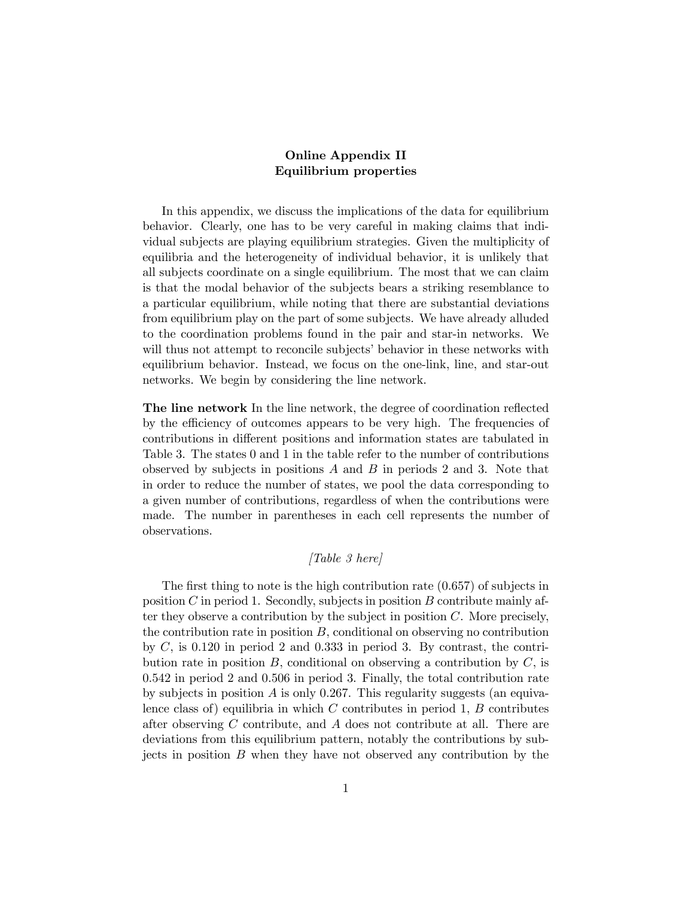**Online Appendix II**
**Equilibrium properties**

In this appendix, we discuss the implications of the data for equilibrium behavior. Clearly, one has to be very careful in making claims that individual subjects are playing equilibrium strategies. Given the multiplicity of equilibria and the heterogeneity of individual behavior, it is unlikely that all subjects coordinate on a single equilibrium. The most that we can claim is that the modal behavior of the subjects bears a striking resemblance to a particular equilibrium, while noting that there are substantial deviations from equilibrium play on the part of some subjects. We have already alluded to the coordination problems found in the pair and star-in networks. We will thus not attempt to reconcile subjects' behavior in these networks with equilibrium behavior. Instead, we focus on the one-link, line, and star-out networks. We begin by considering the line network.

**The line network** In the line network, the degree of coordination reflected by the efficiency of outcomes appears to be very high. The frequencies of contributions in different positions and information states are tabulated in Table 3. The states 0 and 1 in the table refer to the number of contributions observed by subjects in positions $A$ and $B$ in periods 2 and 3. Note that in order to reduce the number of states, we pool the data corresponding to a given number of contributions, regardless of when the contributions were made. The number in parentheses in each cell represents the number of observations.

*[Table 3 here]*

The first thing to note is the high contribution rate (0.657) of subjects in position $C$ in period 1. Secondly, subjects in position $B$ contribute mainly after they observe a contribution by the subject in position $C$. More precisely, the contribution rate in position $B$, conditional on observing no contribution by $C$, is 0.120 in period 2 and 0.333 in period 3. By contrast, the contribution rate in position $B$, conditional on observing a contribution by $C$, is 0.542 in period 2 and 0.506 in period 3. Finally, the total contribution rate by subjects in position $A$ is only 0.267. This regularity suggests (an equivalence class of) equilibria in which $C$ contributes in period 1, $B$ contributes after observing $C$ contribute, and $A$ does not contribute at all. There are deviations from this equilibrium pattern, notably the contributions by subjects in position $B$ when they have not observed any contribution by the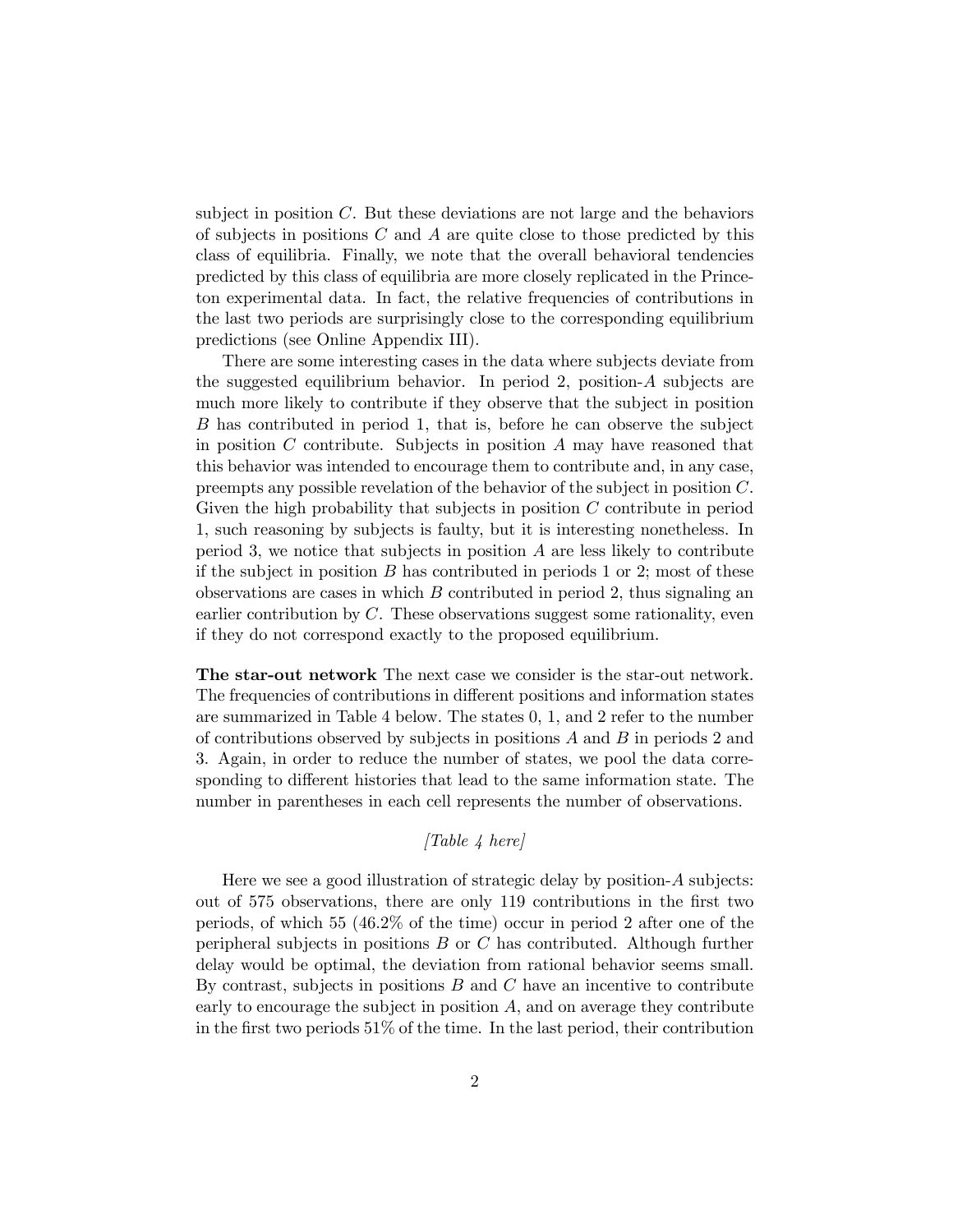subject in position $C$. But these deviations are not large and the behaviors of subjects in positions $C$ and $A$ are quite close to those predicted by this class of equilibria. Finally, we note that the overall behavioral tendencies predicted by this class of equilibria are more closely replicated in the Princeton experimental data. In fact, the relative frequencies of contributions in the last two periods are surprisingly close to the corresponding equilibrium predictions (see Online Appendix III).

There are some interesting cases in the data where subjects deviate from the suggested equilibrium behavior. In period 2, position-$A$ subjects are much more likely to contribute if they observe that the subject in position $B$ has contributed in period 1, that is, before he can observe the subject in position $C$ contribute. Subjects in position $A$ may have reasoned that this behavior was intended to encourage them to contribute and, in any case, preempts any possible revelation of the behavior of the subject in position $C$. Given the high probability that subjects in position $C$ contribute in period 1, such reasoning by subjects is faulty, but it is interesting nonetheless. In period 3, we notice that subjects in position $A$ are less likely to contribute if the subject in position $B$ has contributed in periods 1 or 2; most of these observations are cases in which $B$ contributed in period 2, thus signaling an earlier contribution by $C$. These observations suggest some rationality, even if they do not correspond exactly to the proposed equilibrium.

**The star-out network** The next case we consider is the star-out network. The frequencies of contributions in different positions and information states are summarized in Table 4 below. The states 0, 1, and 2 refer to the number of contributions observed by subjects in positions $A$ and $B$ in periods 2 and 3. Again, in order to reduce the number of states, we pool the data corresponding to different histories that lead to the same information state. The number in parentheses in each cell represents the number of observations.

*[Table 4 here]*

Here we see a good illustration of strategic delay by position-$A$ subjects: out of 575 observations, there are only 119 contributions in the first two periods, of which 55 (46.2% of the time) occur in period 2 after one of the peripheral subjects in positions $B$ or $C$ has contributed. Although further delay would be optimal, the deviation from rational behavior seems small. By contrast, subjects in positions $B$ and $C$ have an incentive to contribute early to encourage the subject in position $A$, and on average they contribute in the first two periods 51% of the time. In the last period, their contribution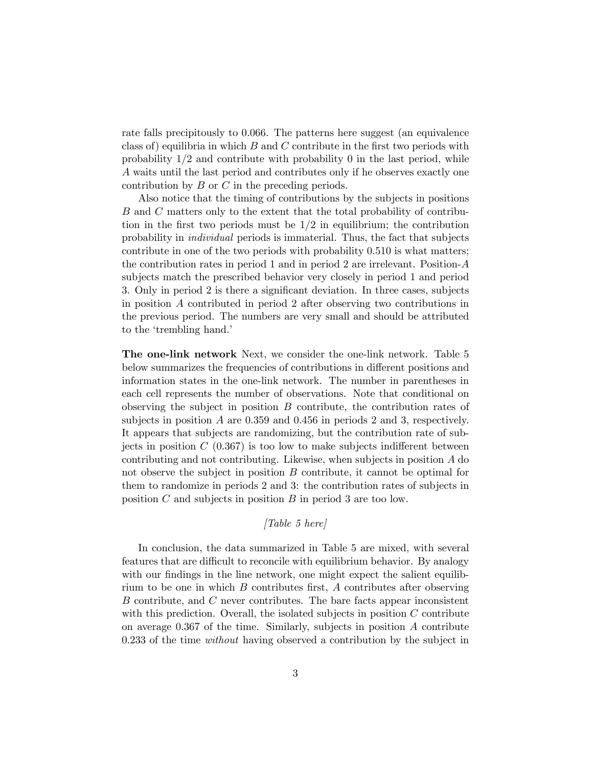rate falls precipitously to 0.066. The patterns here suggest (an equivalence class of) equilibria in which $B$ and $C$ contribute in the first two periods with probability 1/2 and contribute with probability 0 in the last period, while $A$ waits until the last period and contributes only if he observes exactly one contribution by $B$ or $C$ in the preceding periods.

Also notice that the timing of contributions by the subjects in positions $B$ and $C$ matters only to the extent that the total probability of contribution in the first two periods must be 1/2 in equilibrium; the contribution probability in *individual* periods is immaterial. Thus, the fact that subjects contribute in one of the two periods with probability 0.510 is what matters; the contribution rates in period 1 and in period 2 are irrelevant. Position-$A$ subjects match the prescribed behavior very closely in period 1 and period 3. Only in period 2 is there a significant deviation. In three cases, subjects in position $A$ contributed in period 2 after observing two contributions in the previous period. The numbers are very small and should be attributed to the 'trembling hand.'

**The one-link network** Next, we consider the one-link network. Table 5 below summarizes the frequencies of contributions in different positions and information states in the one-link network. The number in parentheses in each cell represents the number of observations. Note that conditional on observing the subject in position $B$ contribute, the contribution rates of subjects in position $A$ are 0.359 and 0.456 in periods 2 and 3, respectively. It appears that subjects are randomizing, but the contribution rate of subjects in position $C$ (0.367) is too low to make subjects indifferent between contributing and not contributing. Likewise, when subjects in position $A$ do not observe the subject in position $B$ contribute, it cannot be optimal for them to randomize in periods 2 and 3: the contribution rates of subjects in position $C$ and subjects in position $B$ in period 3 are too low.

*[Table 5 here]*

In conclusion, the data summarized in Table 5 are mixed, with several features that are difficult to reconcile with equilibrium behavior. By analogy with our findings in the line network, one might expect the salient equilibrium to be one in which $B$ contributes first, $A$ contributes after observing $B$ contribute, and $C$ never contributes. The bare facts appear inconsistent with this prediction. Overall, the isolated subjects in position $C$ contribute on average 0.367 of the time. Similarly, subjects in position $A$ contribute 0.233 of the time *without* having observed a contribution by the subject in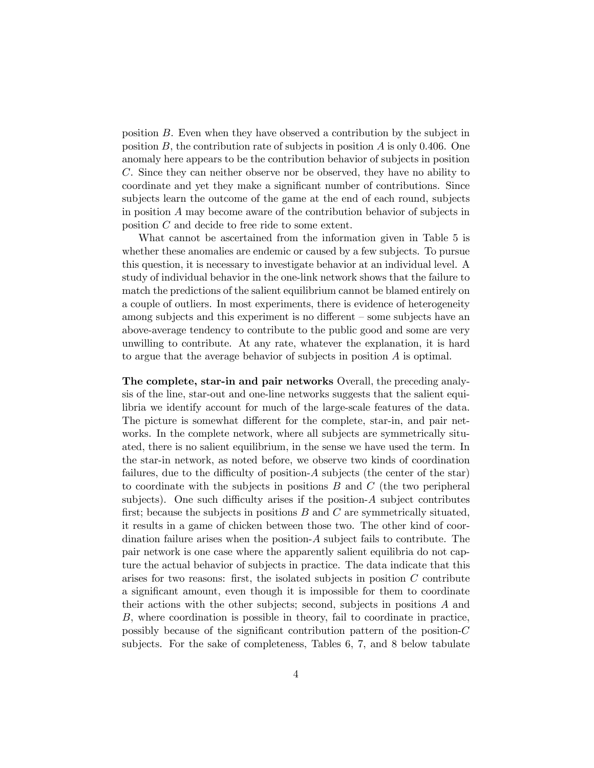position $B$. Even when they have observed a contribution by the subject in position $B$, the contribution rate of subjects in position $A$ is only 0.406. One anomaly here appears to be the contribution behavior of subjects in position $C$. Since they can neither observe nor be observed, they have no ability to coordinate and yet they make a significant number of contributions. Since subjects learn the outcome of the game at the end of each round, subjects in position $A$ may become aware of the contribution behavior of subjects in position $C$ and decide to free ride to some extent.

What cannot be ascertained from the information given in Table 5 is whether these anomalies are endemic or caused by a few subjects. To pursue this question, it is necessary to investigate behavior at an individual level. A study of individual behavior in the one-link network shows that the failure to match the predictions of the salient equilibrium cannot be blamed entirely on a couple of outliers. In most experiments, there is evidence of heterogeneity among subjects and this experiment is no different – some subjects have an above-average tendency to contribute to the public good and some are very unwilling to contribute. At any rate, whatever the explanation, it is hard to argue that the average behavior of subjects in position $A$ is optimal.

**The complete, star-in and pair networks** Overall, the preceding analysis of the line, star-out and one-line networks suggests that the salient equilibria we identify account for much of the large-scale features of the data. The picture is somewhat different for the complete, star-in, and pair networks. In the complete network, where all subjects are symmetrically situated, there is no salient equilibrium, in the sense we have used the term. In the star-in network, as noted before, we observe two kinds of coordination failures, due to the difficulty of position-$A$ subjects (the center of the star) to coordinate with the subjects in positions $B$ and $C$ (the two peripheral subjects). One such difficulty arises if the position-$A$ subject contributes first; because the subjects in positions $B$ and $C$ are symmetrically situated, it results in a game of chicken between those two. The other kind of coordination failure arises when the position-$A$ subject fails to contribute. The pair network is one case where the apparently salient equilibria do not capture the actual behavior of subjects in practice. The data indicate that this arises for two reasons: first, the isolated subjects in position $C$ contribute a significant amount, even though it is impossible for them to coordinate their actions with the other subjects; second, subjects in positions $A$ and $B$, where coordination is possible in theory, fail to coordinate in practice, possibly because of the significant contribution pattern of the position-$C$ subjects. For the sake of completeness, Tables 6, 7, and 8 below tabulate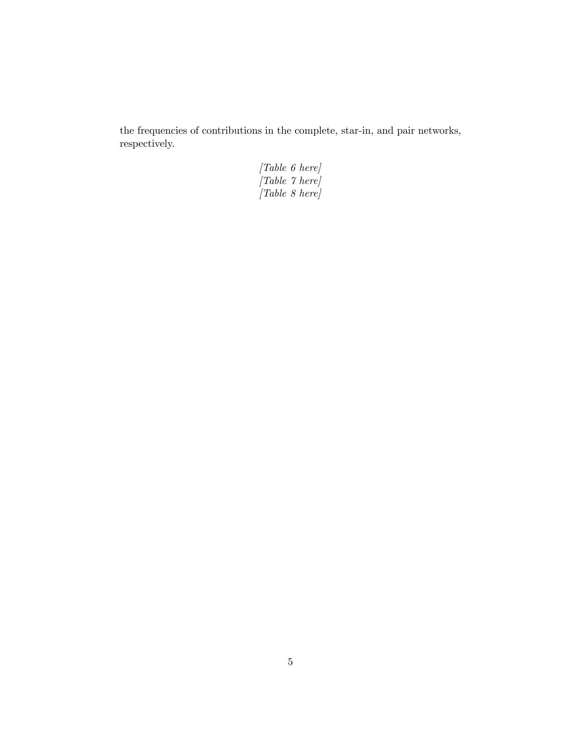the frequencies of contributions in the complete, star-in, and pair networks, respectively.

*[Table 6 here]*
*[Table 7 here]*
*[Table 8 here]*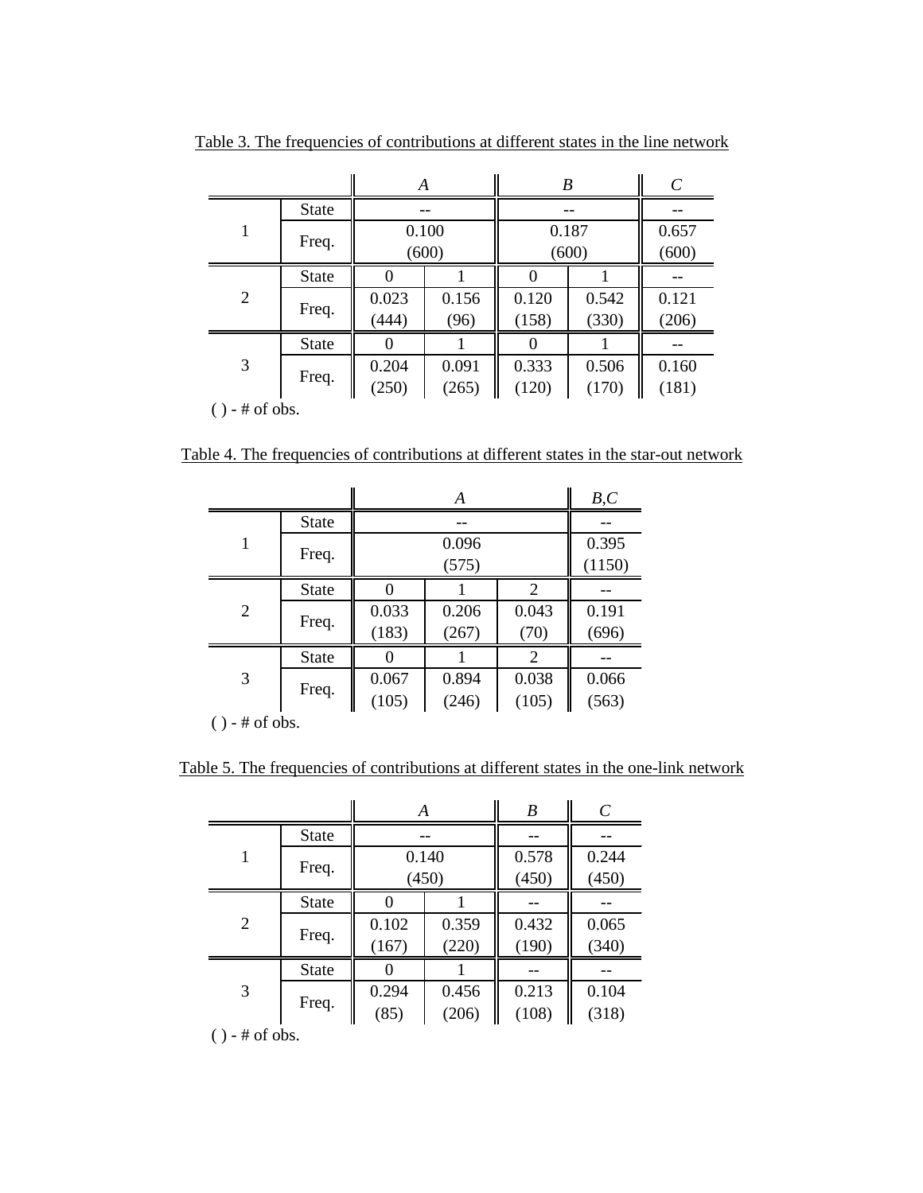Table 3. The frequencies of contributions at different states in the line network

| | | *A* | | *B* | | *C* |
|---|---|---|---|---|---|---|
| 1 | State | -- | | -- | | -- |
| | Freq. | 0.100 (600) | | 0.187 (600) | | 0.657 (600) |
| 2 | State | 0 | 1 | 0 | 1 | -- |
| | Freq. | 0.023 (444) | 0.156 (96) | 0.120 (158) | 0.542 (330) | 0.121 (206) |
| 3 | State | 0 | 1 | 0 | 1 | -- |
| | Freq. | 0.204 (250) | 0.091 (265) | 0.333 (120) | 0.506 (170) | 0.160 (181) |

( ) - # of obs.

Table 4. The frequencies of contributions at different states in the star-out network

| | | *A* | | | *B,C* |
|---|---|---|---|---|---|
| 1 | State | -- | | | -- |
| | Freq. | 0.096 (575) | | | 0.395 (1150) |
| 2 | State | 0 | 1 | 2 | -- |
| | Freq. | 0.033 (183) | 0.206 (267) | 0.043 (70) | 0.191 (696) |
| 3 | State | 0 | 1 | 2 | -- |
| | Freq. | 0.067 (105) | 0.894 (246) | 0.038 (105) | 0.066 (563) |

( ) - # of obs.

Table 5. The frequencies of contributions at different states in the one-link network

| | | *A* | | *B* | *C* |
|---|---|---|---|---|---|
| 1 | State | -- | | -- | -- |
| | Freq. | 0.140 (450) | | 0.578 (450) | 0.244 (450) |
| 2 | State | 0 | 1 | -- | -- |
| | Freq. | 0.102 (167) | 0.359 (220) | 0.432 (190) | 0.065 (340) |
| 3 | State | 0 | 1 | -- | -- |
| | Freq. | 0.294 (85) | 0.456 (206) | 0.213 (108) | 0.104 (318) |

( ) - # of obs.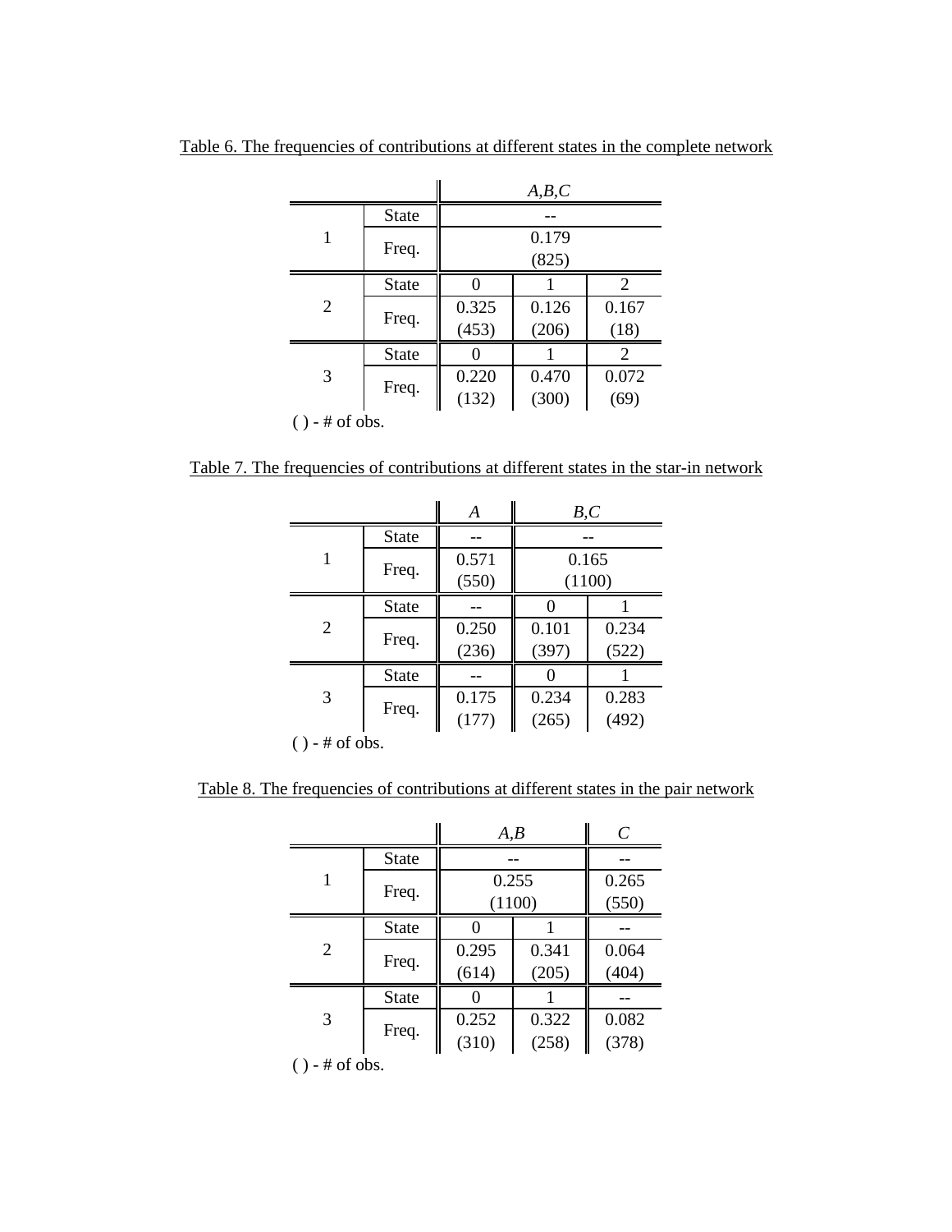Table 6. The frequencies of contributions at different states in the complete network

| | | *A,B,C* | | |
|---|---|---|---|---|
| 1 | State | -- | | |
| | Freq. | 0.179 (825) | | |
| 2 | State | 0 | 1 | 2 |
| | Freq. | 0.325 (453) | 0.126 (206) | 0.167 (18) |
| 3 | State | 0 | 1 | 2 |
| | Freq. | 0.220 (132) | 0.470 (300) | 0.072 (69) |

( ) - # of obs.

Table 7. The frequencies of contributions at different states in the star-in network

| | | *A* | *B,C* | |
|---|---|---|---|---|
| 1 | State | -- | -- | |
| | Freq. | 0.571 (550) | 0.165 (1100) | |
| 2 | State | -- | 0 | 1 |
| | Freq. | 0.250 (236) | 0.101 (397) | 0.234 (522) |
| 3 | State | -- | 0 | 1 |
| | Freq. | 0.175 (177) | 0.234 (265) | 0.283 (492) |

( ) - # of obs.

Table 8. The frequencies of contributions at different states in the pair network

| | | *A,B* | | *C* |
|---|---|---|---|---|
| 1 | State | -- | | -- |
| | Freq. | 0.255 (1100) | | 0.265 (550) |
| 2 | State | 0 | 1 | -- |
| | Freq. | 0.295 (614) | 0.341 (205) | 0.064 (404) |
| 3 | State | 0 | 1 | -- |
| | Freq. | 0.252 (310) | 0.322 (258) | 0.082 (378) |

( ) - # of obs.